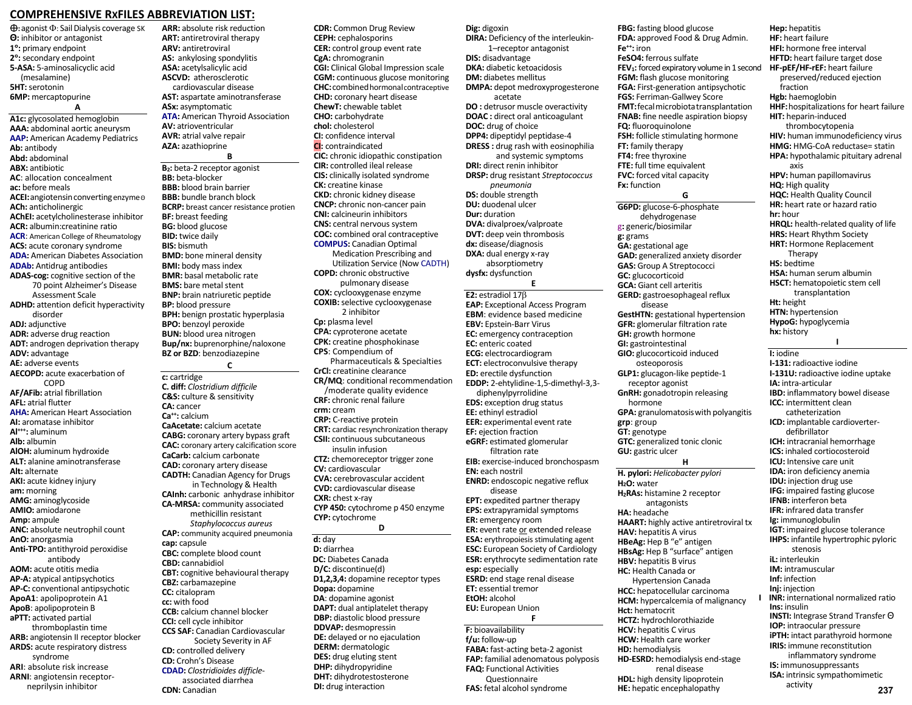# COMPREHENSIVE RxFILES ABBREVIATION LIST:

⊕: agonist Φ: Sail Dialysis coverage SK
Θ: inhibitor or antagonist
**1°:** primary endpoint
**2°:** secondary endpoint
**5-ASA:** 5-aminosalicylic acid (mesalamine)
**5HT:** serotonin
**6MP:** mercaptopurine

## A

**A1c:** glycosolated hemoglobin
**AAA:** abdominal aortic aneurysm
**AAP:** American Academy Pediatrics
**Ab:** antibody
**Abd:** abdominal
**ABX:** antibiotic
**AC:** allocation concealment
**ac:** before meals
**ACEI:** angiotensin converting enzyme Θ
**ACh:** anticholinergic
**AChEI:** acetylcholinesterase inhibitor
**ACR:** albumin:creatinine ratio
**ACR:** American College of Rheumatology
**ACS:** acute coronary syndrome
**ADA:** American Diabetes Association
**ADAb:** Antidrug antibodies
**ADAS-cog:** cognitive section of the 70 point Alzheimer's Disease Assessment Scale
**ADHD:** attention deficit hyperactivity disorder
**ADJ:** adjunctive
**ADR:** adverse drug reaction
**ADT:** androgen deprivation therapy
**ADV:** advantage
**AE:** adverse events
**AECOPD:** acute exacerbation of COPD
**AF/AFib:** atrial fibrillation
**AFL:** atrial flutter
**AHA:** American Heart Association
**AI:** aromatase inhibitor
**$Al^{+++}$:** aluminum
**Alb:** albumin
**AlOH:** aluminum hydroxide
**ALT:** alanine aminotransferase
**Alt:** alternate
**AKI:** acute kidney injury
**am:** morning
**AMG:** aminoglycoside
**AMIO:** amiodarone
**Amp:** ampule
**ANC:** absolute neutrophil count
**AnO:** anorgasmia
**Anti-TPO:** antithyroid peroxidise antibody
**AOM:** acute otitis media
**AP-A:** atypical antipsychotics
**AP-C:** conventional antipsychotic
**ApoA1:** apolipoprotein A1
**ApoB:** apolipoprotein B
**aPTT:** activated partial thromboplastin time
**ARB:** angiotensin II receptor blocker
**ARDS:** acute respiratory distress syndrome
**ARI:** absolute risk increase
**ARNI:** angiotensin receptor-neprilysin inhibitor
**ARR:** absolute risk reduction
**ART:** antiretroviral therapy
**ARV:** antiretroviral
**AS:** ankylosing spondylitis
**ASA:** acetylsalicylic acid
**ASCVD:** atherosclerotic cardiovascular disease
**AST:** aspartate aminotransferase
**ASx:** asymptomatic
**ATA:** American Thyroid Association
**AV:** atrioventricular
**AVR:** atrial valve repair
**AZA:** azathioprine

## B

**$B_2$:** beta-2 receptor agonist
**BB:** beta-blocker
**BBB:** blood brain barrier
**BBB:** bundle branch block
**BCRP:** breast cancer resistance protien
**BF:** breast feeding
**BG:** blood glucose
**BID:** twice daily
**BIS:** bismuth
**BMD:** bone mineral density
**BMI:** body mass index
**BMR:** basal metabolic rate
**BMS:** bare metal stent
**BNP:** brain natriuretic peptide
**BP:** blood pressure
**BPH:** benign prostatic hyperplasia
**BPO:** benzoyl peroxide
**BUN:** blood urea nitrogen
**Bup/nx:** buprenorphine/naloxone
**BZ or BZD:** benzodiazepine

## C

**c:** cartridge
**C. diff:** *Clostridium difficile*
**C&S:** culture & sensitivity
**CA:** cancer
**$Ca^{++}$:** calcium
**CaAcetate:** calcium acetate
**CABG:** coronary artery bypass graft
**CAC:** coronary artery calcification score
**CaCarb:** calcium carbonate
**CAD:** coronary artery disease
**CADTH:** Canadian Agency for Drugs in Technology & Health
**CAInh:** carbonic anhydrase inhibitor
**CA-MRSA:** community associated methicillin resistant *Staphylococcus aureus*
**CAP:** community acquired pneumonia
**cap:** capsule
**CBC:** complete blood count
**CBD:** cannabidiol
**CBT:** cognitive behavioural therapy
**CBZ:** carbamazepine
**CC:** citalopram
**cc:** with food
**CCB:** calcium channel blocker
**CCI:** cell cycle inhibitor
**CCS SAF:** Canadian Cardiovascular Society Severity in AF
**CD:** controlled delivery
**CD:** Crohn's Disease
**CDAD:** *Clostridioides difficile*-associated diarrhea
**CDN:** Canadian
**CDR:** Common Drug Review
**CEPH:** cephalosporins
**CER:** control group event rate
**CgA:** chromogranin
**CGI:** Clinical Global Impression scale
**CGM:** continuous glucose monitoring
**CHC:** combined hormonal contraceptive
**CHD:** coronary heart disease
**ChewT:** chewable tablet
**CHO:** carbohydrate
**chol:** cholesterol
**CI:** confidence interval
**CI:** contraindicated
**CIC:** chronic idiopathic constipation
**CIR:** controlled ileal release
**CIS:** clinically isolated syndrome
**CK:** creatine kinase
**CKD:** chronic kidney disease
**CNCP:** chronic non-cancer pain
**CNI:** calcineurin inhibitors
**CNS:** central nervous system
**COC:** combined oral contraceptive
**COMPUS:** Canadian Optimal Medication Prescribing and Utilization Service (Now CADTH)
**COPD:** chronic obstructive pulmonary disease
**COX:** cyclooxygenase enzyme
**COXIB:** selective cyclooxygenase 2 inhibitor
**Cp:** plasma level
**CPA:** cyproterone acetate
**CPK:** creatine phosphokinase
**CPS:** Compendium of Pharmaceuticals & Specialties
**CrCl:** creatinine clearance
**CR/MQ:** conditional recommendation /moderate quality evidence
**CRF:** chronic renal failure
**crm:** cream
**CRP:** C-reactive protein
**CRT:** cardiac resynchronization therapy
**CSII:** continuous subcutaneous insulin infusion
**CTZ:** chemoreceptor trigger zone
**CV:** cardiovascular
**CVA:** cerebrovascular accident
**CVD:** cardiovascular disease
**CXR:** chest x-ray
**CYP 450:** cytochrome p 450 enzyme
**CYP:** cytochrome

## D

**d:** day
**D:** diarrhea
**DC:** Diabetes Canada
**D/C:** discontinue(d)
**D1,2,3,4:** dopamine receptor types
**Dopa:** dopamine
**DA:** dopamine agonist
**DAPT:** dual antiplatelet therapy
**DBP:** diastolic blood pressure
**DDAVP:** desmopressin
**DE:** delayed or no ejaculation
**DERM:** dermatologic
**DES:** drug eluting stent
**DHP:** dihydropyridine
**DHT:** dihydrotestosterone
**DI:** drug interaction
**Dig:** digoxin
**DIRA:** Deficiency of the interleukin-1–receptor antagonist
**DIS:** disadvantage
**DKA:** diabetic ketoacidosis
**DM:** diabetes mellitus
**DMPA:** depot medroxyprogesterone acetate
**DO:** detrusor muscle overactivity
**DOAC:** direct oral anticoagulant
**DOC:** drug of choice
**DPP4:** dipeptidyl peptidase-4
**DRESS:** drug rash with eosinophilia and systemic symptoms
**DRI:** direct renin inhibitor
**DRSP:** drug resistant *Streptococcus pneumonia*
**DS:** double strength
**DU:** duodenal ulcer
**Dur:** duration
**DVA:** divalproex/valproate
**DVT:** deep vein thrombosis
**dx:** disease/diagnosis
**DXA:** dual energy x-ray absorptiometry
**dysfx:** dysfunction

## E

**E2:** estradiol 17β
**EAP:** Exceptional Access Program
**EBM:** evidence based medicine
**EBV:** Epstein-Barr Virus
**EC:** emergency contraception
**EC:** enteric coated
**ECG:** electrocardiogram
**ECT:** electroconvulsive therapy
**ED:** erectile dysfunction
**EDDP:** 2-ehtylidine-1,5-dimethyl-3,3-diphenylpyrrolidine
**EDS:** exception drug status
**EE:** ethinyl estradiol
**EER:** experimental event rate
**EF:** ejection fraction
**eGFR:** estimated glomerular filtration rate
**EIB:** exercise-induced bronchospasm
**EN:** each nostril
**ENRD:** endoscopic negative reflux disease
**EPT:** expedited partner therapy
**EPS:** extrapyramidal symptoms
**ER:** emergency room
**ER:** event rate or extended release
**ESA:** erythropoiesis stimulating agent
**ESC:** European Society of Cardiology
**ESR:** erythrocyte sedimentation rate
**esp:** especially
**ESRD:** end stage renal disease
**ET:** essential tremor
**EtOH:** alcohol
**EU:** European Union

## F

**F:** bioavailability
**f/u:** follow-up
**FABA:** fast-acting beta-2 agonist
**FAP:** familial adenomatous polyposis
**FAQ:** Functional Activities Questionnaire
**FAS:** fetal alcohol syndrome
**FBG:** fasting blood glucose
**FDA:** approved Food & Drug Admin.
**$Fe^{++}$:** iron
**$FeSO_4$:** ferrous sulfate
**$FEV_1$:** forced expiratory volume in 1 second
**FGM:** flash glucose monitoring
**FGA:** First-generation antipsychotic
**FGS:** Ferriman-Gallwey Score
**FMT:** fecal microbiota transplantation
**FNAB:** fine needle aspiration biopsy
**FQ:** fluoroquinolone
**FSH:** follicle stimulating hormone
**FT:** family therapy
**FT4:** free thyroxine
**FTE:** full time equivalent
**FVC:** forced vital capacity
**Fx:** function

## G

**G6PD:** glucose-6-phosphate dehydrogenase
**g:** generic/biosimilar
**g:** grams
**GA:** gestational age
**GAD:** generalized anxiety disorder
**GAS:** Group A Streptococci
**GC:** glucocorticoid
**GCA:** Giant cell arteritis
**GERD:** gastroesophageal reflux disease
**GestHTN:** gestational hypertension
**GFR:** glomerular filtration rate
**GH:** growth hormone
**GI:** gastrointestinal
**GIO:** glucocorticoid induced osteoporosis
**GLP1:** glucagon-like peptide-1 receptor agonist
**GnRH:** gonadotropin releasing hormone
**GPA:** granulomatosis with polyangitis
**grp:** group
**GT:** genotype
**GTC:** generalized tonic clonic
**GU:** gastric ulcer

## H

**H. pylori:** *Helicobacter pylori*
**$H_2O$:** water
**$H_2RAs$:** histamine 2 receptor antagonists
**HA:** headache
**HAART:** highly active antiretroviral tx
**HAV:** hepatitis A virus
**HBeAg:** Hep B "e" antigen
**HBsAg:** Hep B "surface" antigen
**HBV:** hepatitis B virus
**HC:** Health Canada or Hypertension Canada
**HCC:** hepatocellular carcinoma
**HCM:** hypercalcemia of malignancy
**Hct:** hematocrit
**HCTZ:** hydrochlorothiazide
**HCV:** hepatitis C virus
**HCW:** Health care worker
**HD:** hemodialysis
**HD-ESRD:** hemodialysis end-stage renal disease
**HDL:** high density lipoprotein
**HE:** hepatic encephalopathy
**Hep:** hepatitis
**HF:** heart failure
**HFI:** hormone free interval
**HFTD:** heart failure target dose
**HF-pEF/HF-rEF:** heart failure preserved/reduced ejection fraction
**Hgb:** haemoglobin
**HHF:** hospitalizations for heart failure
**HIT:** heparin-induced thrombocytopenia
**HIV:** human immunodeficiency virus
**HMG:** HMG-CoA reductase= statin
**HPA:** hypothalamic pituitary adrenal axis
**HPV:** human papillomavirus
**HQ:** High quality
**HQC:** Health Quality Council
**HR:** heart rate or hazard ratio
**hr:** hour
**HRQL:** health-related quality of life
**HRS:** Heart Rhythm Society
**HRT:** Hormone Replacement Therapy
**HS:** bedtime
**HSA:** human serum albumin
**HSCT:** hematopoietic stem cell transplantation
**Ht:** height
**HTN:** hypertension
**HypoG:** hypoglycemia
**hx:** history

## I

**I:** iodine
**I-131:** radioactive iodine
**I-131U:** radioactive iodine uptake
**IA:** intra-articular
**IBD:** inflammatory bowel disease
**ICC:** intermittent clean catheterization
**ICD:** implantable cardioverter-defibrillator
**ICH:** intracranial hemorrhage
**ICS:** inhaled corticosteroid
**ICU:** Intensive care unit
**IDA:** iron deficiency anemia
**IDU:** injection drug use
**IFG:** impaired fasting glucose
**IFNB:** interferon beta
**IFR:** infrared data transfer
**Ig:** immunoglobulin
**IGT:** impaired glucose tolerance
**IHPS:** infantile hypertrophic pyloric stenosis
**iL:** interleukin
**IM:** intramuscular
**Inf:** infection
**Inj:** injection
**INR:** international normalized ratio
**Ins:** insulin
**INSTI:** Integrase Strand Transfer Θ
**IOP:** intraocular pressure
**iPTH:** intact parathyroid hormone
**IRIS:** immune reconstitution inflammatory syndrome
**IS:** immunosuppressants
**ISA:** intrinsic sympathomimetic activity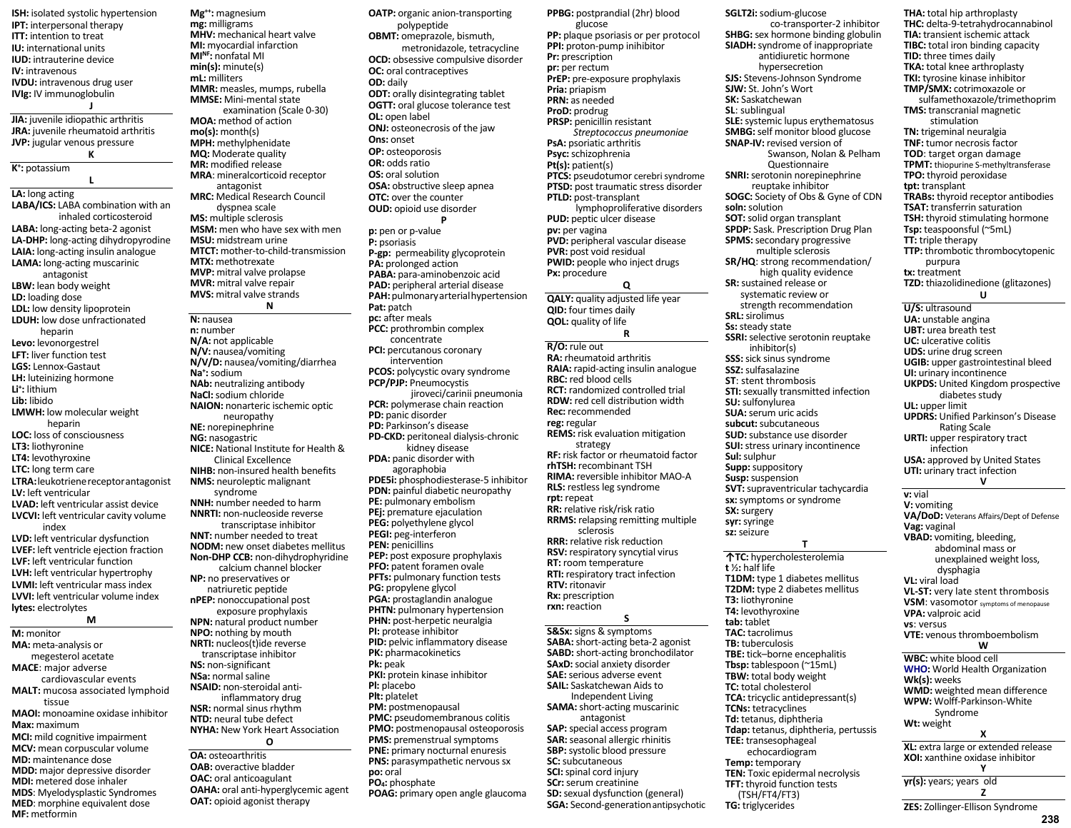ISH: isolated systolic hypertension
IPT: interpersonal therapy
ITT: intention to treat
IU: international units
IUD: intrauterine device
IV: intravenous
IVDU: intravenous drug user
IVIg: IV immunoglobulin

## J

JIA: juvenile idiopathic arthritis
JRA: juvenile rheumatoid arthritis
JVP: jugular venous pressure

## K

$K^+$: potassium

## L

LA: long acting
LABA/ICS: LABA combination with an inhaled corticosteroid
LABA: long-acting beta-2 agonist
LA-DHP: long-acting dihydropyrodine
LAIA: long-acting insulin analogue
LAMA: long-acting muscarinic antagonist
LBW: lean body weight
LD: loading dose
LDL: low density lipoprotein
LDUH: low dose unfractionated heparin
Levo: levonorgestrel
LFT: liver function test
LGS: Lennox-Gastaut
LH: luteinizing hormone
$Li^+$: lithium
Lib: libido
LMWH: low molecular weight heparin
LOC: loss of consciousness
LT3: liothyronine
LT4: levothyroxine
LTC: long term care
LTRA: leukotriene receptor antagonist
LV: left ventricular
LVAD: left ventricular assist device
LVCVI: left ventricular cavity volume index
LVD: left ventricular dysfunction
LVEF: left ventricle ejection fraction
LVF: left ventricular function
LVH: left ventricular hypertrophy
LVMI: left ventricular mass index
LVVI: left ventricular volume index
lytes: electrolytes

## M

M: monitor
MA: meta-analysis or megesterol acetate
MACE: major adverse cardiovascular events
MALT: mucosa associated lymphoid tissue
MAOI: monoamine oxidase inhibitor
Max: maximum
MCI: mild cognitive impairment
MCV: mean corpuscular volume
MD: maintenance dose
MDD: major depressive disorder
MDI: metered dose inhaler
MDS: Myelodysplastic Syndromes
MED: morphine equivalent dose
MF: metformin
$Mg^{++}$: magnesium
mg: milligrams
MHV: mechanical heart valve
MI: myocardial infarction
$MI^{NF}$: nonfatal MI
min(s): minute(s)
mL: milliters
MMR: measles, mumps, rubella
MMSE: Mini-mental state examination (Scale 0-30)
MOA: method of action
mo(s): month(s)
MPH: methylphenidate
MQ: Moderate quality
MR: modified release
MRA: mineralcorticoid receptor antagonist
MRC: Medical Research Council dyspnea scale
MS: multiple sclerosis
MSM: men who have sex with men
MSU: midstream urine
MTCT: mother-to-child-transmission
MTX: methotrexate
MVP: mitral valve prolapse
MVR: mitral valve repair
MVS: mitral valve strands

## N

N: nausea
n: number
N/A: not applicable
N/V: nausea/vomiting
N/V/D: nausea/vomiting/diarrhea
$Na^+$: sodium
NAb: neutralizing antibody
NaCl: sodium chloride
NAION: nonarteric ischemic optic neuropathy
NE: norepinephrine
NG: nasogastric
NICE: National Institute for Health & Clinical Excellence
NIHB: non-insured health benefits
NMS: neuroleptic malignant syndrome
NNH: number needed to harm
NNRTI: non-nucleoside reverse transcriptase inhibitor
NNT: number needed to treat
NODM: new onset diabetes mellitus
Non-DHP CCB: non-dihydrophyridine calcium channel blocker
NP: no preservatives or natriuretic peptide
nPEP: nonoccupational post exposure prophylaxis
NPN: natural product number
NPO: nothing by mouth
NRTI: nucleos(t)ide reverse transcriptase inhibitor
NS: non-significant
NSa: normal saline
NSAID: non-steroidal anti-inflammatory drug
NSR: normal sinus rhythm
NTD: neural tube defect
NYHA: New York Heart Association

## O

OA: osteoarthritis
OAB: overactive bladder
OAC: oral anticoagulant
OAHA: oral anti-hyperglycemic agent
OAT: opioid agonist therapy
OATP: organic anion-transporting polypeptide
OBMT: omeprazole, bismuth, metronidazole, tetracycline
OCD: obsessive compulsive disorder
OC: oral contraceptives
OD: daily
ODT: orally disintegrating tablet
OGTT: oral glucose tolerance test
OL: open label
ONJ: osteonecrosis of the jaw
Ons: onset
OP: osteoporosis
OR: odds ratio
OS: oral solution
OSA: obstructive sleep apnea
OTC: over the counter
OUD: opioid use disorder

## P

p: pen or p-value
P: psoriasis
P-gp: permeability glycoprotein
PA: prolonged action
PABA: para-aminobenzoic acid
PAD: peripheral arterial disease
PAH: pulmonary arterial hypertension
Pat: patch
pc: after meals
PCC: prothrombin complex concentrate
PCI: percutanous coronary intervention
PCOS: polycystic ovary syndrome
PCP/PJP: Pneumocystis jiroveci/carinii pneumonia
PCR: polymerase chain reaction
PD: panic disorder
PD: Parkinson's disease
PD-CKD: peritoneal dialysis-chronic kidney disease
PDA: panic disorder with agoraphobia
PDE5i: phosphodiesterase-5 inhibitor
PDN: painful diabetic neuropathy
PE: pulmonary embolism
PEj: premature ejaculation
PEG: polyethylene glycol
PEGI: peg-interferon
PEN: penicillins
PEP: post exposure prophylaxis
PFO: patent foramen ovale
PFTs: pulmonary function tests
PG: propylene glycol
PGA: prostaglandin analogue
PHTN: pulmonary hypertension
PHN: post-herpetic neuralgia
PI: protease inhibitor
PID: pelvic inflammatory disease
PK: pharmacokinetics
Pk: peak
PKI: protein kinase inhibitor
Pl: placebo
Plt: platelet
PM: postmenopausal
PMC: pseudomembranous colitis
PMO: postmenopausal osteoporosis
PMS: premenstrual symptoms
PNE: primary nocturnal enuresis
PNS: parasympathetic nervous sx
po: oral
$PO_4$: phosphate
POAG: primary open angle glaucoma
PPBG: postprandial (2hr) blood glucose
PP: plaque psoriasis or per protocol
PPI: proton-pump inhibitor
Pr: prescription
pr: per rectum
PrEP: pre-exposure prophylaxis
Pria: priapism
PRN: as needed
ProD: prodrug
PRSP: penicillin resistant *Streptococcus pneumoniae*
PsA: psoriatic arthritis
Psyc: schizophrenia
Pt(s): patient(s)
PTCS: pseudotumor cerebri syndrome
PTSD: post traumatic stress disorder
PTLD: post-transplant lymphoproliferative disorders
PUD: peptic ulcer disease
pv: per vagina
PVD: peripheral vascular disease
PVR: post void residual
PWID: people who inject drugs
Px: procedure

## Q

QALY: quality adjusted life year
QID: four times daily
QOL: quality of life

## R

R/O: rule out
RA: rheumatoid arthritis
RAIA: rapid-acting insulin analogue
RBC: red blood cells
RCT: randomized controlled trial
RDW: red cell distribution width
Rec: recommended
reg: regular
REMS: risk evaluation mitigation strategy
RF: risk factor or rheumatoid factor
rhTSH: recombinant TSH
RIMA: reversible inhibitor MAO-A
RLS: restless leg syndrome
rpt: repeat
RR: relative risk/risk ratio
RRMS: relapsing remitting multiple sclerosis
RRR: relative risk reduction
RSV: respiratory syncytial virus
RT: room temperature
RTI: respiratory tract infection
RTV: ritonavir
Rx: prescription
rxn: reaction

## S

S&Sx: signs & symptoms
SABA: short-acting beta-2 agonist
SABD: short-acting bronchodilator
SAxD: social anxiety disorder
SAE: serious adverse event
SAIL: Saskatchewan Aids to Independent Living
SAMA: short-acting muscarinic antagonist
SAP: special access program
SAR: seasonal allergic rhinitis
SBP: systolic blood pressure
SC: subcutaneous
SCI: spinal cord injury
SCr: serum creatinine
SD: sexual dysfunction (general)
SGA: Second-generation antipsychotic
SGLT2i: sodium-glucose co-transporter-2 inhibitor
SHBG: sex hormone binding globulin
SIADH: syndrome of inappropriate antidiuretic hormone hypersecretion
SJS: Stevens-Johnson Syndrome
SJW: St. John's Wort
SK: Saskatchewan
SL: sublingual
SLE: systemic lupus erythematosus
SMBG: self monitor blood glucose
SNAP-IV: revised version of Swanson, Nolan & Pelham Questionnaire
SNRI: serotonin norepinephrine reuptake inhibitor
SOGC: Society of Obs & Gyne of CDN
soln: solution
SOT: solid organ transplant
SPDP: Sask. Prescription Drug Plan
SPMS: secondary progressive multiple sclerosis
SR/HQ: strong recommendation/ high quality evidence
SR: sustained release or systematic review or strength recommendation
SRL: sirolimus
Ss: steady state
SSRI: selective serotonin reuptake inhibitor(s)
SSS: sick sinus syndrome
SSZ: sulfasalazine
ST: stent thrombosis
STI: sexually transmitted infection
SU: sulfonylurea
SUA: serum uric acids
subcut: subcutaneous
SUD: substance use disorder
SUI: stress urinary incontinence
Sul: sulphur
Supp: suppository
Susp: suspension
SVT: supraventricular tachycardia
sx: symptoms or syndrome
SX: surgery
syr: syringe
sz: seizure

## T

↑TC: hypercholesterolemia
t ½: half life
T1DM: type 1 diabetes mellitus
T2DM: type 2 diabetes mellitus
T3: liothyronine
T4: levothyroxine
tab: tablet
TAC: tacrolimus
TB: tuberculosis
TBE: tick–borne encephalitis
Tbsp: tablespoon (~15mL)
TBW: total body weight
TC: total cholesterol
TCA: tricyclic antidepressant(s)
TCNs: tetracyclines
Td: tetanus, diphtheria
Tdap: tetanus, diphtheria, pertussis
TEE: transesophageal echocardiogram
Temp: temporary
TEN: Toxic epidermal necrolysis
TFT: thyroid function tests (TSH/FT4/FT3)
TG: triglycerides
THA: total hip arthroplasty
THC: delta-9-tetrahydrocannabinol
TIA: transient ischemic attack
TIBC: total iron binding capacity
TID: three times daily
TKA: total knee arthroplasty
TKI: tyrosine kinase inhibitor
TMP/SMX: cotrimoxazole or sulfamethoxazole/trimethoprim
TMS: transcranial magnetic stimulation
TN: trigeminal neuralgia
TNF: tumor necrosis factor
TOD: target organ damage
TPMT: thiopurine S-methyltransferase
TPO: thyroid peroxidase
tpt: transplant
TRABs: thyroid receptor antibodies
TSAT: transferrin saturation
TSH: thyroid stimulating hormone
Tsp: teaspoonful (~5mL)
TT: triple therapy
TTP: thrombotic thrombocytopenic purpura
tx: treatment
TZD: thiazolidinedione (glitazones)

## U

U/S: ultrasound
UA: unstable angina
UBT: urea breath test
UC: ulcerative colitis
UDS: urine drug screen
UGIB: upper gastrointestinal bleed
UI: urinary incontinence
UKPDS: United Kingdom prospective diabetes study
UL: upper limit
UPDRS: Unified Parkinson's Disease Rating Scale
URTI: upper respiratory tract infection
USA: approved by United States
UTI: urinary tract infection

## V

v: vial
V: vomiting
VA/DoD: Veterans Affairs/Dept of Defense
Vag: vaginal
VBAD: vomiting, bleeding, abdominal mass or unexplained weight loss, dysphagia
VL: viral load
VL-ST: very late stent thrombosis
VSM: vasomotor symptoms of menopause
VPA: valproic acid
vs: versus
VTE: venous thromboembolism

## W

WBC: white blood cell
WHO: World Health Organization
Wk(s): weeks
WMD: weighted mean difference
WPW: Wolff-Parkinson-White Syndrome
Wt: weight

## X

XL: extra large or extended release
XOI: xanthine oxidase inhibitor

## Y

yr(s): years; years old

## Z

ZES: Zollinger-Ellison Syndrome